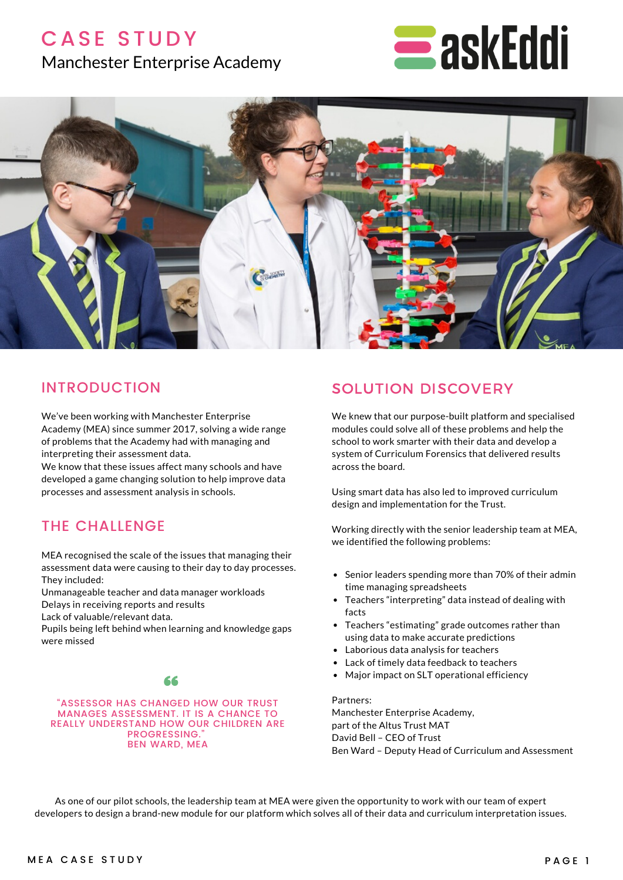# CASE STUDY

Manchester Enterprise Academy

askEddi

## INTRODUCTION

We've been working with Manchester Enterprise Academy (MEA) since summer 2017, solving a wide range of problems that the Academy had with managing and interpreting their assessment data.
We know that these issues affect many schools and have developed a game changing solution to help improve data processes and assessment analysis in schools.

## THE CHALLENGE

MEA recognised the scale of the issues that managing their assessment data were causing to their day to day processes. They included:
Unmanageable teacher and data manager workloads
Delays in receiving reports and results
Lack of valuable/relevant data.
Pupils being left behind when learning and knowledge gaps were missed

> "ASSESSOR HAS CHANGED HOW OUR TRUST MANAGES ASSESSMENT. IT IS A CHANCE TO REALLY UNDERSTAND HOW OUR CHILDREN ARE PROGRESSING."
> BEN WARD, MEA

## SOLUTION DISCOVERY

We knew that our purpose-built platform and specialised modules could solve all of these problems and help the school to work smarter with their data and develop a system of Curriculum Forensics that delivered results across the board.

Using smart data has also led to improved curriculum design and implementation for the Trust.

Working directly with the senior leadership team at MEA, we identified the following problems:

- Senior leaders spending more than 70% of their admin time managing spreadsheets
- Teachers "interpreting" data instead of dealing with facts
- Teachers "estimating" grade outcomes rather than using data to make accurate predictions
- Laborious data analysis for teachers
- Lack of timely data feedback to teachers
- Major impact on SLT operational efficiency

Partners:
Manchester Enterprise Academy,
part of the Altus Trust MAT
David Bell – CEO of Trust
Ben Ward – Deputy Head of Curriculum and Assessment

As one of our pilot schools, the leadership team at MEA were given the opportunity to work with our team of expert developers to design a brand-new module for our platform which solves all of their data and curriculum interpretation issues.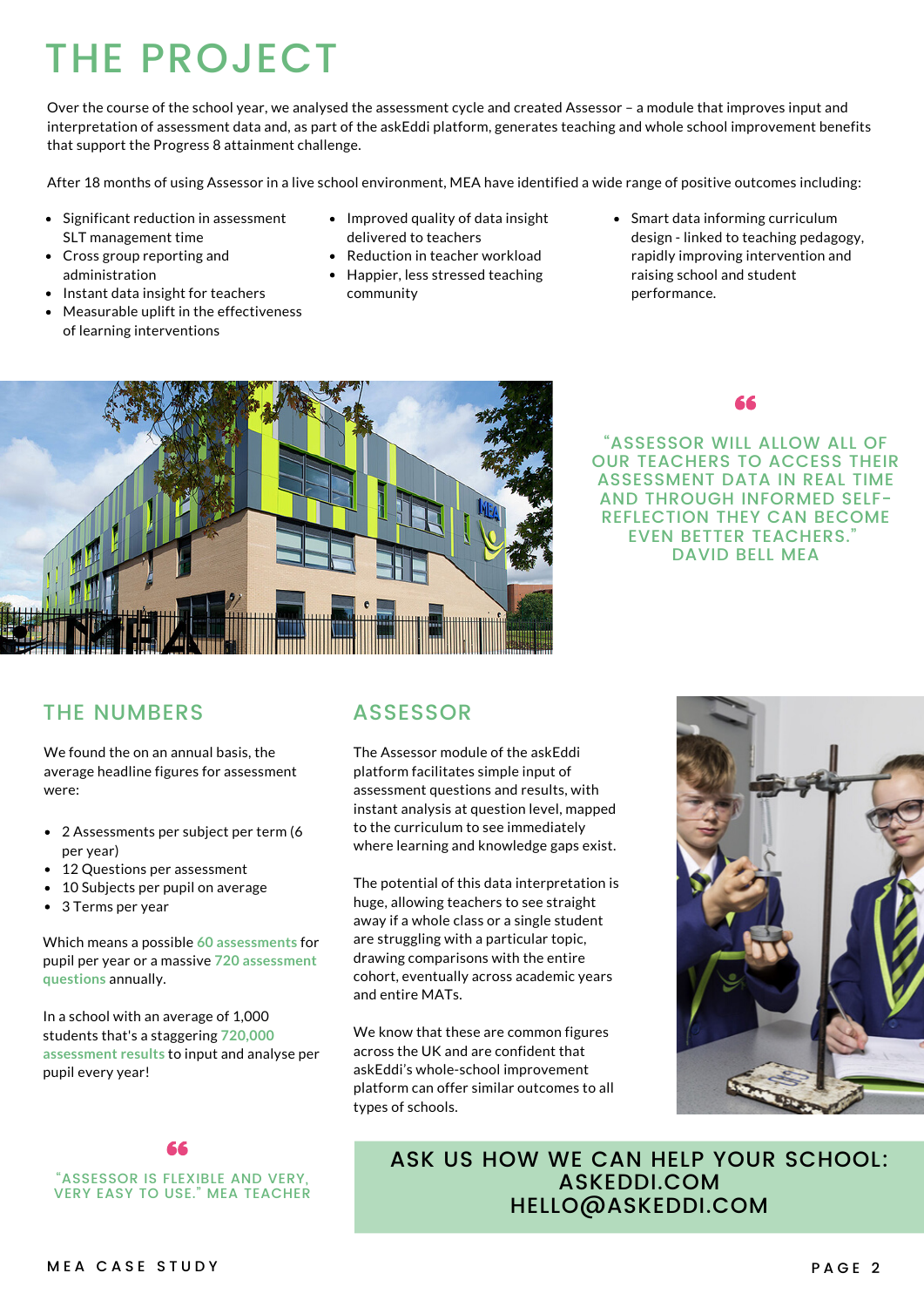# THE PROJECT

Over the course of the school year, we analysed the assessment cycle and created Assessor – a module that improves input and interpretation of assessment data and, as part of the askEddi platform, generates teaching and whole school improvement benefits that support the Progress 8 attainment challenge.

After 18 months of using Assessor in a live school environment, MEA have identified a wide range of positive outcomes including:

- Significant reduction in assessment SLT management time
- Cross group reporting and administration
- Instant data insight for teachers
- Measurable uplift in the effectiveness of learning interventions
- Improved quality of data insight delivered to teachers
- Reduction in teacher workload
- Happier, less stressed teaching community
- Smart data informing curriculum design - linked to teaching pedagogy, rapidly improving intervention and raising school and student performance.

> “ASSESSOR WILL ALLOW ALL OF OUR TEACHERS TO ACCESS THEIR ASSESSMENT DATA IN REAL TIME AND THROUGH INFORMED SELF-REFLECTION THEY CAN BECOME EVEN BETTER TEACHERS.”
> DAVID BELL MEA

## THE NUMBERS

We found the on an annual basis, the average headline figures for assessment were:

- 2 Assessments per subject per term (6 per year)
- 12 Questions per assessment
- 10 Subjects per pupil on average
- 3 Terms per year

Which means a possible **60 assessments** for pupil per year or a massive **720 assessment questions** annually.

In a school with an average of 1,000 students that's a staggering **720,000 assessment results** to input and analyse per pupil every year!

> “ASSESSOR IS FLEXIBLE AND VERY, VERY EASY TO USE.” MEA TEACHER

## ASSESSOR

The Assessor module of the askEddi platform facilitates simple input of assessment questions and results, with instant analysis at question level, mapped to the curriculum to see immediately where learning and knowledge gaps exist.

The potential of this data interpretation is huge, allowing teachers to see straight away if a whole class or a single student are struggling with a particular topic, drawing comparisons with the entire cohort, eventually across academic years and entire MATs.

We know that these are common figures across the UK and are confident that askEddi's whole-school improvement platform can offer similar outcomes to all types of schools.

**ASK US HOW WE CAN HELP YOUR SCHOOL:**
**ASKEDDI.COM**
**HELLO@ASKEDDI.COM**